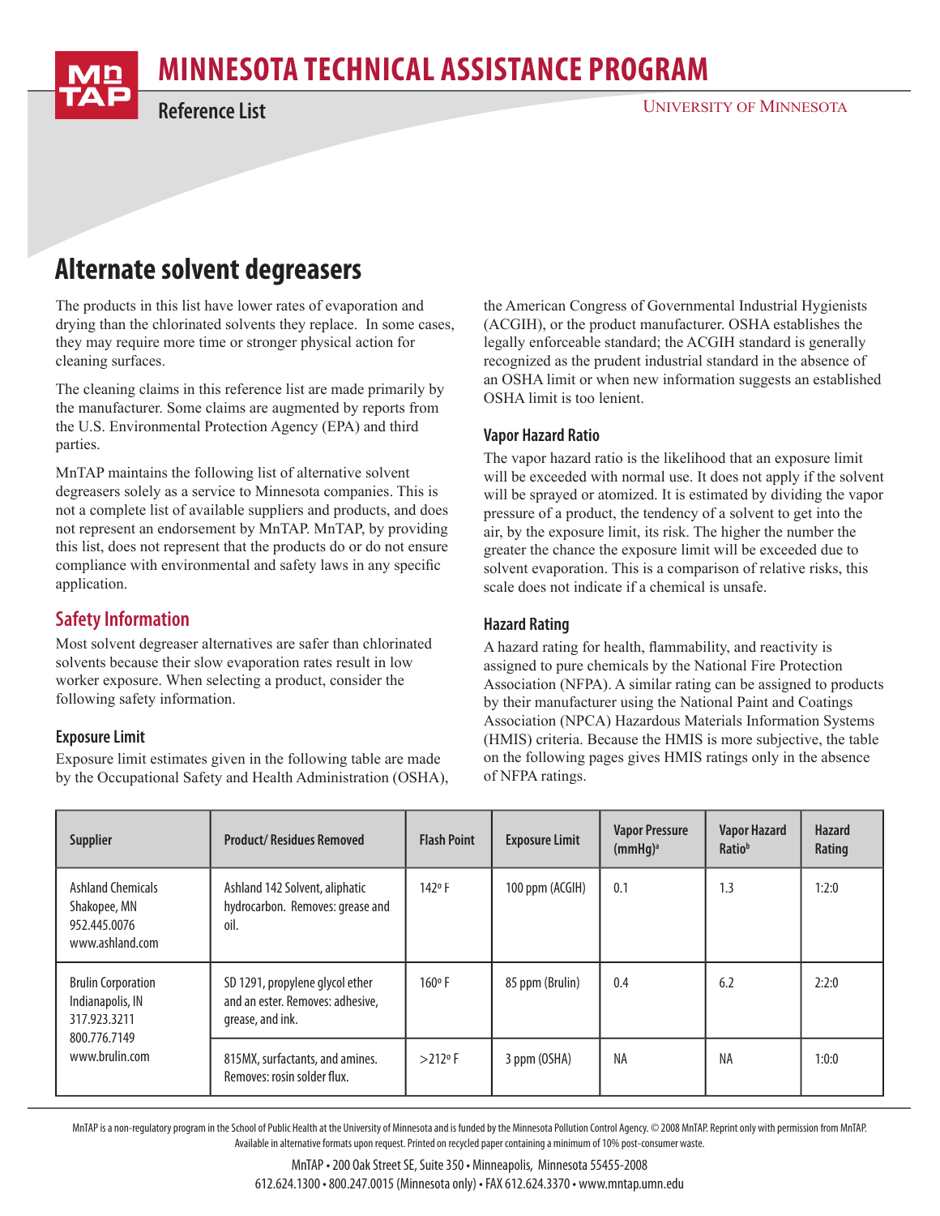# MINNESOTA TECHNICAL ASSISTANCE PROGRAM

Reference List

UNIVERSITY OF MINNESOTA

## Alternate solvent degreasers

The products in this list have lower rates of evaporation and drying than the chlorinated solvents they replace. In some cases, they may require more time or stronger physical action for cleaning surfaces.

The cleaning claims in this reference list are made primarily by the manufacturer. Some claims are augmented by reports from the U.S. Environmental Protection Agency (EPA) and third parties.

MnTAP maintains the following list of alternative solvent degreasers solely as a service to Minnesota companies. This is not a complete list of available suppliers and products, and does not represent an endorsement by MnTAP. MnTAP, by providing this list, does not represent that the products do or do not ensure compliance with environmental and safety laws in any specific application.

### Safety Information

Most solvent degreaser alternatives are safer than chlorinated solvents because their slow evaporation rates result in low worker exposure. When selecting a product, consider the following safety information.

#### Exposure Limit

Exposure limit estimates given in the following table are made by the Occupational Safety and Health Administration (OSHA), the American Congress of Governmental Industrial Hygienists (ACGIH), or the product manufacturer. OSHA establishes the legally enforceable standard; the ACGIH standard is generally recognized as the prudent industrial standard in the absence of an OSHA limit or when new information suggests an established OSHA limit is too lenient.

#### Vapor Hazard Ratio

The vapor hazard ratio is the likelihood that an exposure limit will be exceeded with normal use. It does not apply if the solvent will be sprayed or atomized. It is estimated by dividing the vapor pressure of a product, the tendency of a solvent to get into the air, by the exposure limit, its risk. The higher the number the greater the chance the exposure limit will be exceeded due to solvent evaporation. This is a comparison of relative risks, this scale does not indicate if a chemical is unsafe.

#### Hazard Rating

A hazard rating for health, flammability, and reactivity is assigned to pure chemicals by the National Fire Protection Association (NFPA). A similar rating can be assigned to products by their manufacturer using the National Paint and Coatings Association (NPCA) Hazardous Materials Information Systems (HMIS) criteria. Because the HMIS is more subjective, the table on the following pages gives HMIS ratings only in the absence of NFPA ratings.

| Supplier | Product/ Residues Removed | Flash Point | Exposure Limit | Vapor Pressure (mmHg)[a] | Vapor Hazard Ratio[b] | Hazard Rating |
|---|---|---|---|---|---|---|
| Ashland Chemicals Shakopee, MN 952.445.0076 www.ashland.com | Ashland 142 Solvent, aliphatic hydrocarbon. Removes: grease and oil. | 142° F | 100 ppm (ACGIH) | 0.1 | 1.3 | 1:2:0 |
| Brulin Corporation Indianapolis, IN 317.923.3211 800.776.7149 www.brulin.com | SD 1291, propylene glycol ether and an ester. Removes: adhesive, grease, and ink. | 160° F | 85 ppm (Brulin) | 0.4 | 6.2 | 2:2:0 |
| | 815MX, surfactants, and amines. Removes: rosin solder flux. | >212° F | 3 ppm (OSHA) | NA | NA | 1:0:0 |

MnTAP is a non-regulatory program in the School of Public Health at the University of Minnesota and is funded by the Minnesota Pollution Control Agency. © 2008 MnTAP. Reprint only with permission from MnTAP. Available in alternative formats upon request. Printed on recycled paper containing a minimum of 10% post-consumer waste.

MnTAP • 200 Oak Street SE, Suite 350 • Minneapolis, Minnesota 55455-2008
612.624.1300 • 800.247.0015 (Minnesota only) • FAX 612.624.3370 • www.mntap.umn.edu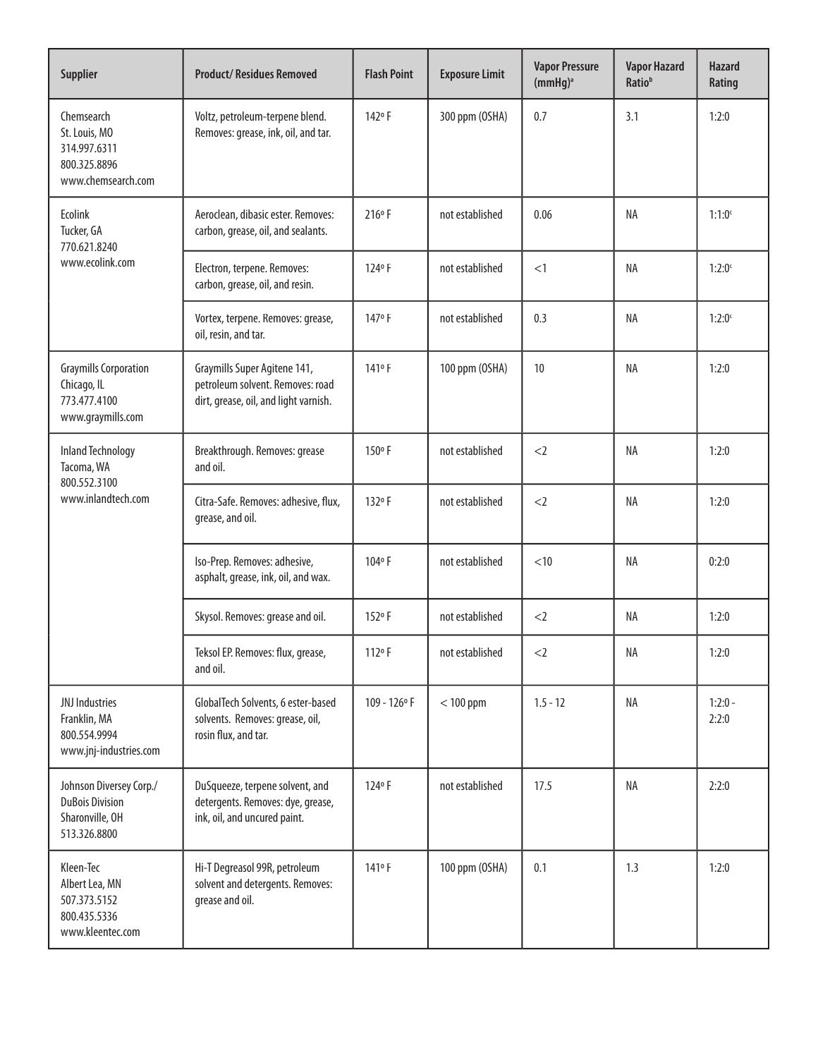| Supplier | Product/ Residues Removed | Flash Point | Exposure Limit | Vapor Pressure (mmHg)[a] | Vapor Hazard Ratio[b] | Hazard Rating |
|---|---|---|---|---|---|---|
| Chemsearch St. Louis, MO 314.997.6311 800.325.8896 www.chemsearch.com | Voltz, petroleum-terpene blend. Removes: grease, ink, oil, and tar. | 142º F | 300 ppm (OSHA) | 0.7 | 3.1 | 1:2:0 |
| Ecolink Tucker, GA 770.621.8240 www.ecolink.com | Aeroclean, dibasic ester. Removes: carbon, grease, oil, and sealants. | 216º F | not established | 0.06 | NA | 1:1:0[c] |
| | Electron, terpene. Removes: carbon, grease, oil, and resin. | 124º F | not established | <1 | NA | 1:2:0[c] |
| | Vortex, terpene. Removes: grease, oil, resin, and tar. | 147º F | not established | 0.3 | NA | 1:2:0[c] |
| Graymills Corporation Chicago, IL 773.477.4100 www.graymills.com | Graymills Super Agitene 141, petroleum solvent. Removes: road dirt, grease, oil, and light varnish. | 141º F | 100 ppm (OSHA) | 10 | NA | 1:2:0 |
| Inland Technology Tacoma, WA 800.552.3100 www.inlandtech.com | Breakthrough. Removes: grease and oil. | 150º F | not established | <2 | NA | 1:2:0 |
| | Citra-Safe. Removes: adhesive, flux, grease, and oil. | 132º F | not established | <2 | NA | 1:2:0 |
| | Iso-Prep. Removes: adhesive, asphalt, grease, ink, oil, and wax. | 104º F | not established | <10 | NA | 0:2:0 |
| | Skysol. Removes: grease and oil. | 152º F | not established | <2 | NA | 1:2:0 |
| | Teksol EP. Removes: flux, grease, and oil. | 112º F | not established | <2 | NA | 1:2:0 |
| JNJ Industries Franklin, MA 800.554.9994 www.jnj-industries.com | GlobalTech Solvents, 6 ester-based solvents. Removes: grease, oil, rosin flux, and tar. | 109 - 126º F | < 100 ppm | 1.5 - 12 | NA | 1:2:0 - 2:2:0 |
| Johnson Diversey Corp./ DuBois Division Sharonville, OH 513.326.8800 | DuSqueeze, terpene solvent, and detergents. Removes: dye, grease, ink, oil, and uncured paint. | 124º F | not established | 17.5 | NA | 2:2:0 |
| Kleen-Tec Albert Lea, MN 507.373.5152 800.435.5336 www.kleentec.com | Hi-T Degreasol 99R, petroleum solvent and detergents. Removes: grease and oil. | 141º F | 100 ppm (OSHA) | 0.1 | 1.3 | 1:2:0 |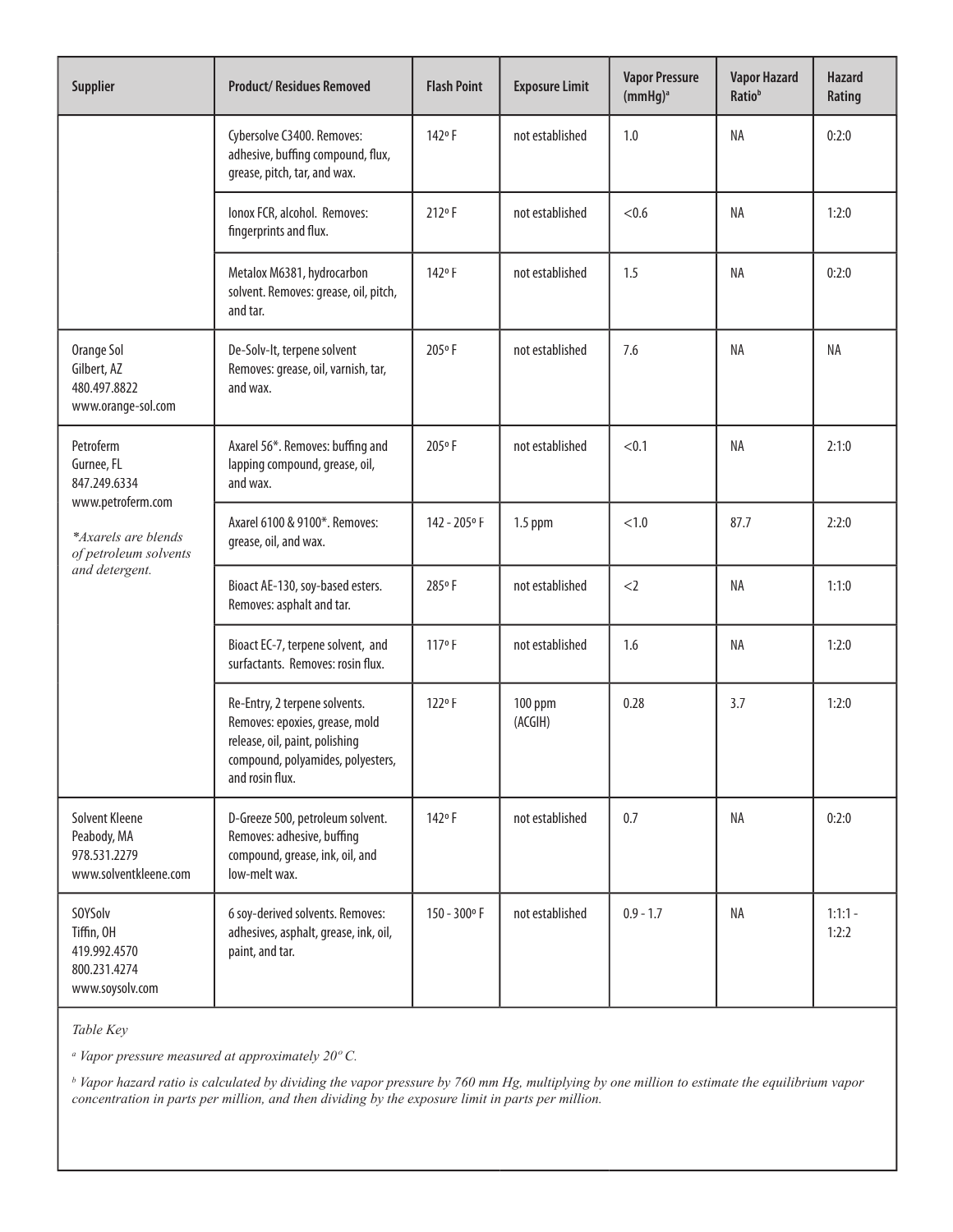| Supplier | Product/ Residues Removed | Flash Point | Exposure Limit | Vapor Pressure (mmHg)[a] | Vapor Hazard Ratio[b] | Hazard Rating |
|---|---|---|---|---|---|---|
| | Cybersolve C3400. Removes: adhesive, buffing compound, flux, grease, pitch, tar, and wax. | 142º F | not established | 1.0 | NA | 0:2:0 |
| | Ionox FCR, alcohol. Removes: fingerprints and flux. | 212º F | not established | <0.6 | NA | 1:2:0 |
| | Metalox M6381, hydrocarbon solvent. Removes: grease, oil, pitch, and tar. | 142º F | not established | 1.5 | NA | 0:2:0 |
| Orange Sol<br>Gilbert, AZ<br>480.497.8822<br>www.orange-sol.com | De-Solv-It, terpene solvent Removes: grease, oil, varnish, tar, and wax. | 205º F | not established | 7.6 | NA | NA |
| Petroferm<br>Gurnee, FL<br>847.249.6334<br>www.petroferm.com<br>*\*Axarels are blends of petroleum solvents and detergent.* | Axarel 56*. Removes: buffing and lapping compound, grease, oil, and wax. | 205º F | not established | <0.1 | NA | 2:1:0 |
| | Axarel 6100 & 9100*. Removes: grease, oil, and wax. | 142 - 205º F | 1.5 ppm | <1.0 | 87.7 | 2:2:0 |
| | Bioact AE-130, soy-based esters. Removes: asphalt and tar. | 285º F | not established | <2 | NA | 1:1:0 |
| | Bioact EC-7, terpene solvent, and surfactants. Removes: rosin flux. | 117º F | not established | 1.6 | NA | 1:2:0 |
| | Re-Entry, 2 terpene solvents. Removes: epoxies, grease, mold release, oil, paint, polishing compound, polyamides, polyesters, and rosin flux. | 122º F | 100 ppm (ACGIH) | 0.28 | 3.7 | 1:2:0 |
| Solvent Kleene<br>Peabody, MA<br>978.531.2279<br>www.solventkleene.com | D-Greeze 500, petroleum solvent. Removes: adhesive, buffing compound, grease, ink, oil, and low-melt wax. | 142º F | not established | 0.7 | NA | 0:2:0 |
| SOYSolv<br>Tiffin, OH<br>419.992.4570<br>800.231.4274<br>www.soysolv.com | 6 soy-derived solvents. Removes: adhesives, asphalt, grease, ink, oil, paint, and tar. | 150 - 300º F | not established | 0.9 - 1.7 | NA | 1:1:1 - 1:2:2 |

*Table Key*

*[a] Vapor pressure measured at approximately 20º C.*

*[b] Vapor hazard ratio is calculated by dividing the vapor pressure by 760 mm Hg, multiplying by one million to estimate the equilibrium vapor concentration in parts per million, and then dividing by the exposure limit in parts per million.*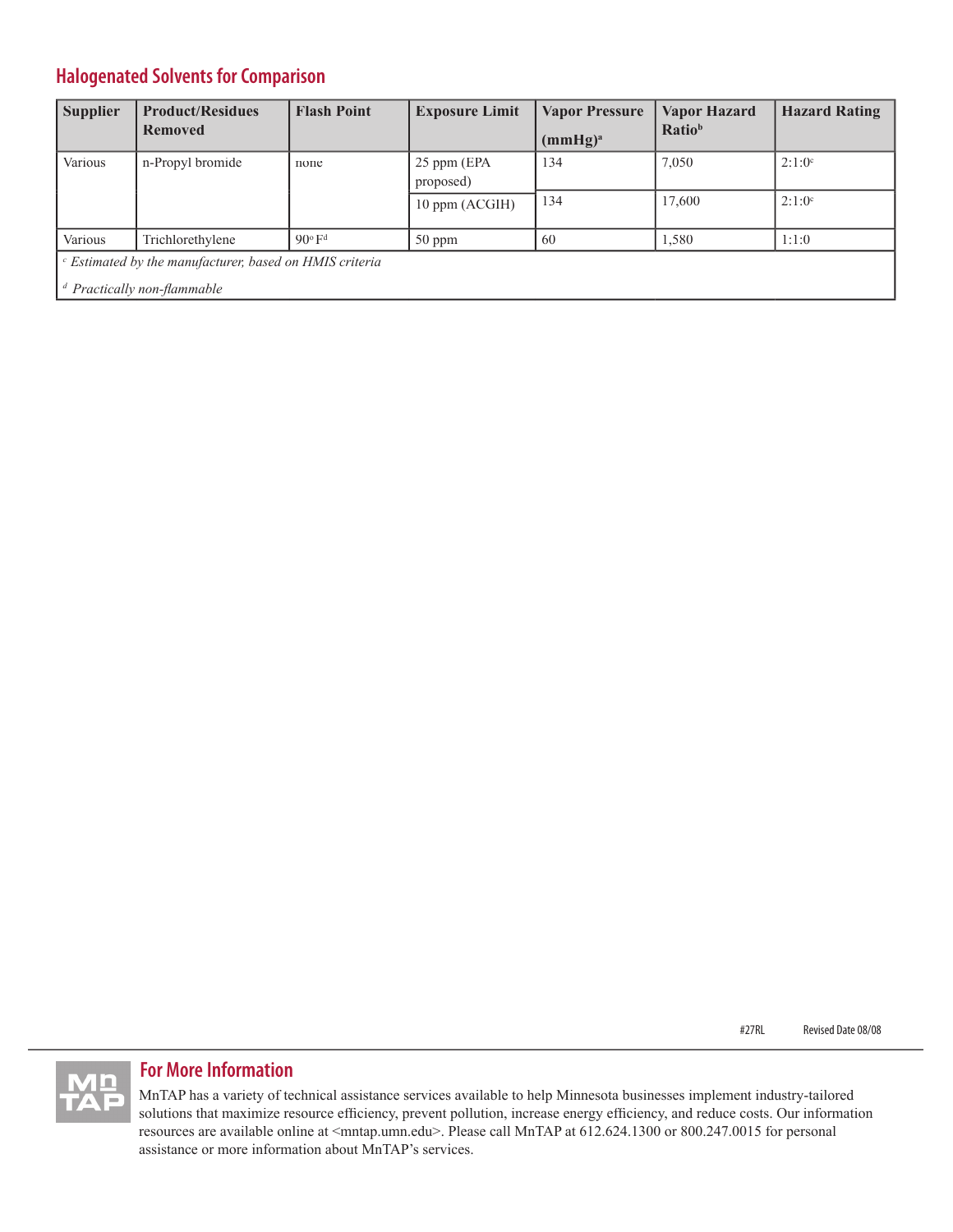## Halogenated Solvents for Comparison

| Supplier | Product/Residues Removed | Flash Point | Exposure Limit | Vapor Pressure (mmHg)[a] | Vapor Hazard Ratio[b] | Hazard Rating |
|---|---|---|---|---|---|---|
| Various | n-Propyl bromide | none | 25 ppm (EPA proposed) | 134 | 7,050 | 2:1:0[c] |
| | | | 10 ppm (ACGIH) | 134 | 17,600 | 2:1:0[c] |
| Various | Trichlorethylene | 90° F[d] | 50 ppm | 60 | 1,580 | 1:1:0 |

[c] *Estimated by the manufacturer, based on HMIS criteria*

[d] *Practically non-flammable*

#27RL Revised Date 08/08

## For More Information

MnTAP has a variety of technical assistance services available to help Minnesota businesses implement industry-tailored solutions that maximize resource efficiency, prevent pollution, increase energy efficiency, and reduce costs. Our information resources are available online at <mntap.umn.edu>. Please call MnTAP at 612.624.1300 or 800.247.0015 for personal assistance or more information about MnTAP's services.